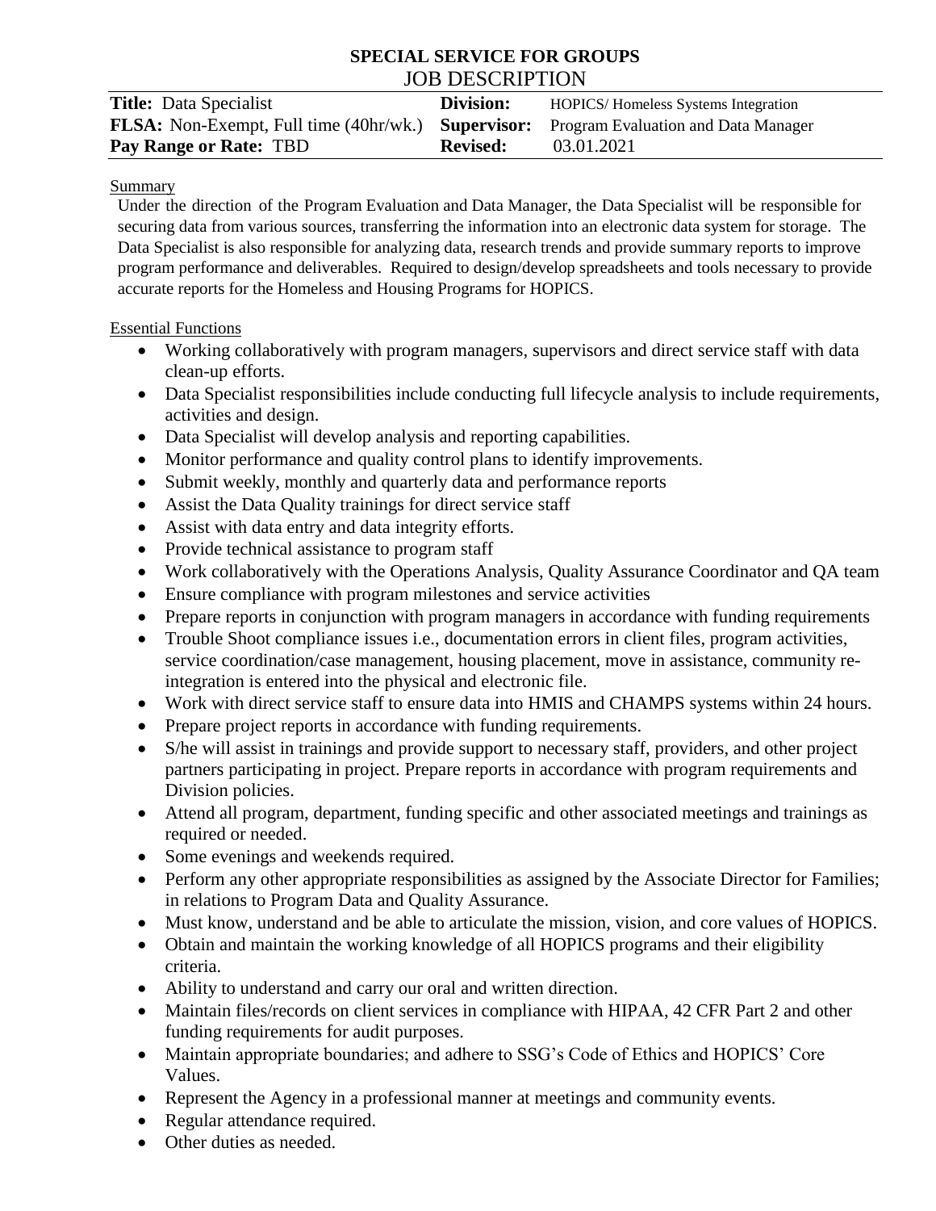# SPECIAL SERVICE FOR GROUPS

## JOB DESCRIPTION

| | | | |
|---|---|---|---|
| **Title:** Data Specialist | | **Division:** | HOPICS/ Homeless Systems Integration |
| **FLSA:** Non-Exempt, Full time (40hr/wk.) | | **Supervisor:** | Program Evaluation and Data Manager |
| **Pay Range or Rate:** TBD | | **Revised:** | 03.01.2021 |

Summary

Under the direction of the Program Evaluation and Data Manager, the Data Specialist will be responsible for securing data from various sources, transferring the information into an electronic data system for storage. The Data Specialist is also responsible for analyzing data, research trends and provide summary reports to improve program performance and deliverables. Required to design/develop spreadsheets and tools necessary to provide accurate reports for the Homeless and Housing Programs for HOPICS.

Essential Functions

- Working collaboratively with program managers, supervisors and direct service staff with data clean-up efforts.
- Data Specialist responsibilities include conducting full lifecycle analysis to include requirements, activities and design.
- Data Specialist will develop analysis and reporting capabilities.
- Monitor performance and quality control plans to identify improvements.
- Submit weekly, monthly and quarterly data and performance reports
- Assist the Data Quality trainings for direct service staff
- Assist with data entry and data integrity efforts.
- Provide technical assistance to program staff
- Work collaboratively with the Operations Analysis, Quality Assurance Coordinator and QA team
- Ensure compliance with program milestones and service activities
- Prepare reports in conjunction with program managers in accordance with funding requirements
- Trouble Shoot compliance issues i.e., documentation errors in client files, program activities, service coordination/case management, housing placement, move in assistance, community re-integration is entered into the physical and electronic file.
- Work with direct service staff to ensure data into HMIS and CHAMPS systems within 24 hours.
- Prepare project reports in accordance with funding requirements.
- S/he will assist in trainings and provide support to necessary staff, providers, and other project partners participating in project. Prepare reports in accordance with program requirements and Division policies.
- Attend all program, department, funding specific and other associated meetings and trainings as required or needed.
- Some evenings and weekends required.
- Perform any other appropriate responsibilities as assigned by the Associate Director for Families; in relations to Program Data and Quality Assurance.
- Must know, understand and be able to articulate the mission, vision, and core values of HOPICS.
- Obtain and maintain the working knowledge of all HOPICS programs and their eligibility criteria.
- Ability to understand and carry our oral and written direction.
- Maintain files/records on client services in compliance with HIPAA, 42 CFR Part 2 and other funding requirements for audit purposes.
- Maintain appropriate boundaries; and adhere to SSG's Code of Ethics and HOPICS' Core Values.
- Represent the Agency in a professional manner at meetings and community events.
- Regular attendance required.
- Other duties as needed.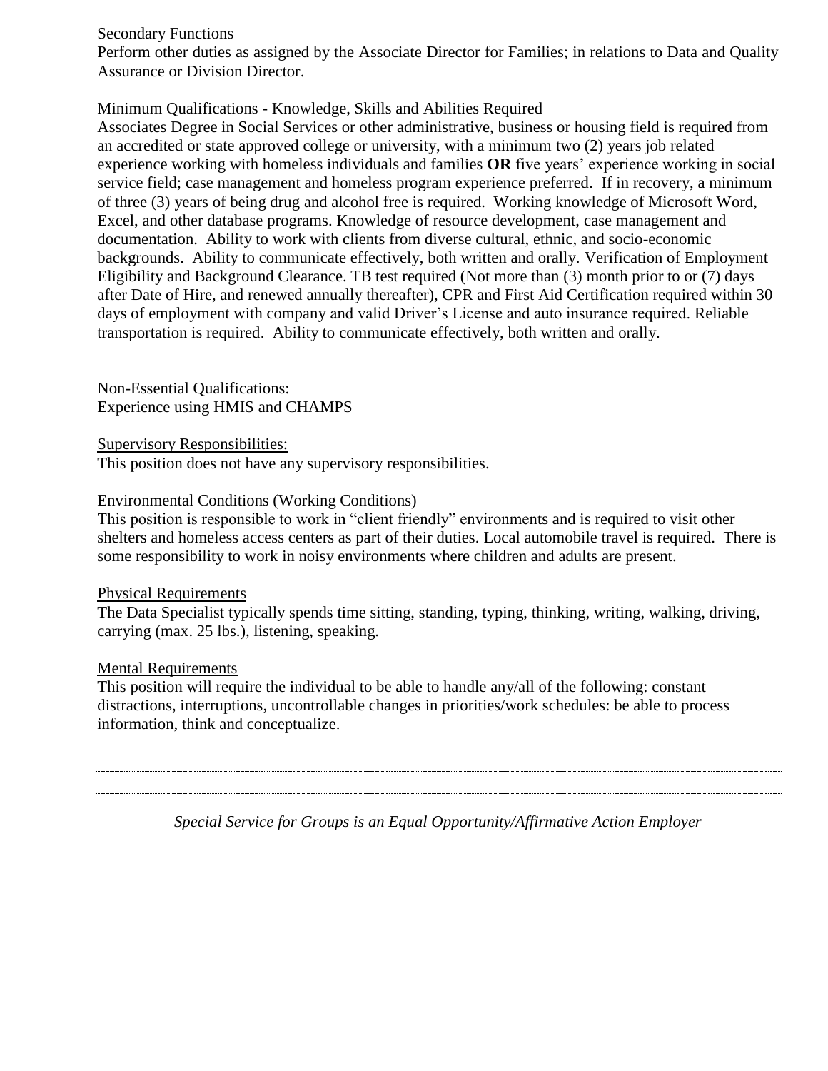Secondary Functions

Perform other duties as assigned by the Associate Director for Families; in relations to Data and Quality Assurance or Division Director.

Minimum Qualifications - Knowledge, Skills and Abilities Required

Associates Degree in Social Services or other administrative, business or housing field is required from an accredited or state approved college or university, with a minimum two (2) years job related experience working with homeless individuals and families **OR** five years' experience working in social service field; case management and homeless program experience preferred. If in recovery, a minimum of three (3) years of being drug and alcohol free is required. Working knowledge of Microsoft Word, Excel, and other database programs. Knowledge of resource development, case management and documentation. Ability to work with clients from diverse cultural, ethnic, and socio-economic backgrounds. Ability to communicate effectively, both written and orally. Verification of Employment Eligibility and Background Clearance. TB test required (Not more than (3) month prior to or (7) days after Date of Hire, and renewed annually thereafter), CPR and First Aid Certification required within 30 days of employment with company and valid Driver's License and auto insurance required. Reliable transportation is required. Ability to communicate effectively, both written and orally.

Non-Essential Qualifications:

Experience using HMIS and CHAMPS

Supervisory Responsibilities:

This position does not have any supervisory responsibilities.

Environmental Conditions (Working Conditions)

This position is responsible to work in "client friendly" environments and is required to visit other shelters and homeless access centers as part of their duties. Local automobile travel is required. There is some responsibility to work in noisy environments where children and adults are present.

Physical Requirements

The Data Specialist typically spends time sitting, standing, typing, thinking, writing, walking, driving, carrying (max. 25 lbs.), listening, speaking.

Mental Requirements

This position will require the individual to be able to handle any/all of the following: constant distractions, interruptions, uncontrollable changes in priorities/work schedules: be able to process information, think and conceptualize.

---

*Special Service for Groups is an Equal Opportunity/Affirmative Action Employer*